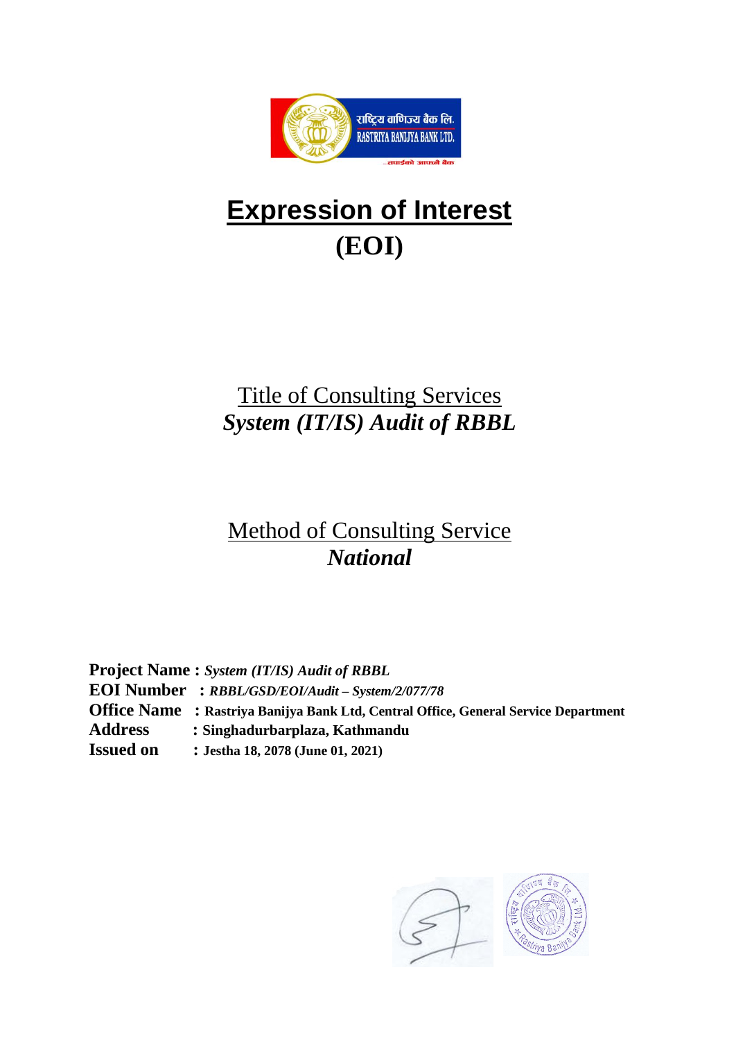# Expression of Interest

# (EOI)

Title of Consulting Services

***System (IT/IS) Audit of RBBL***

Method of Consulting Service

***National***

**Project Name :** ***System (IT/IS) Audit of RBBL***

**EOI Number :** ***RBBL/GSD/EOI/Audit – System/2/077/78***

**Office Name : Rastriya Banijya Bank Ltd, Central Office, General Service Department**

**Address : Singhadurbarplaza, Kathmandu**

**Issued on : Jestha 18, 2078 (June 01, 2021)**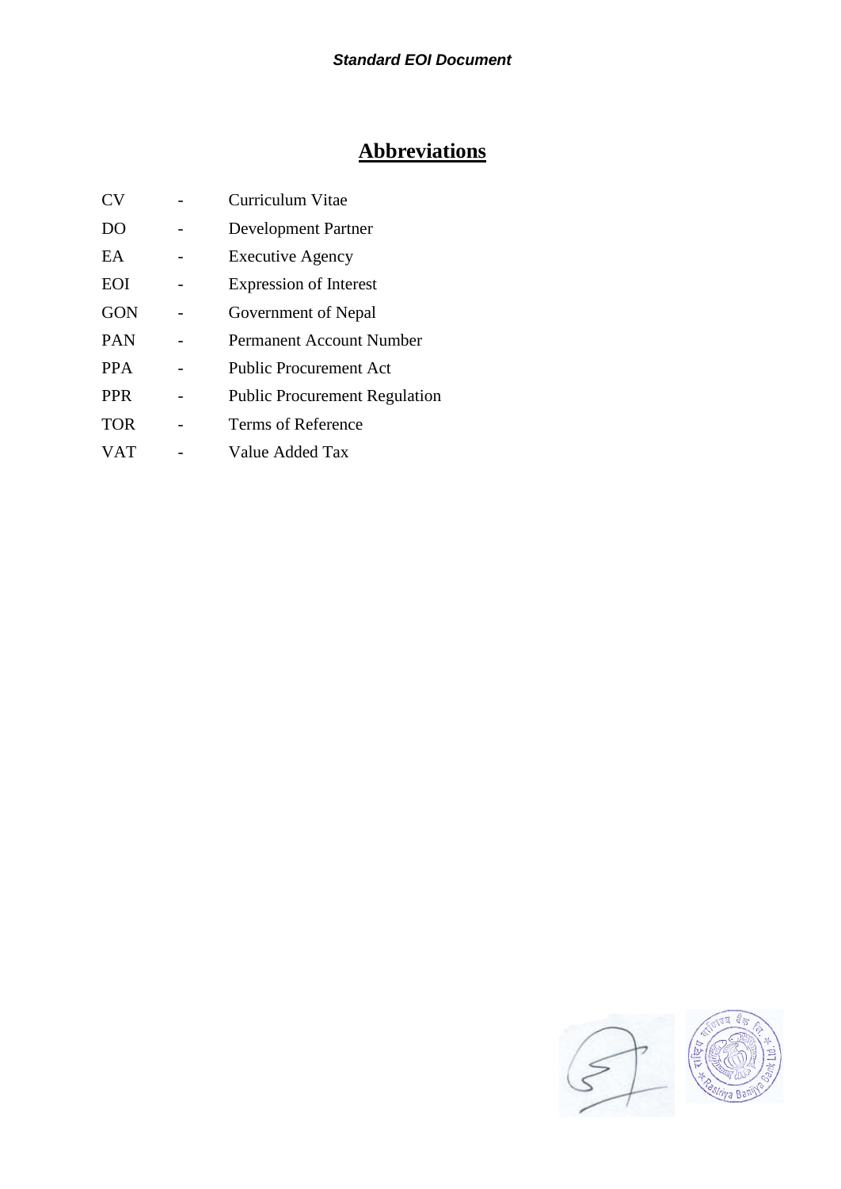## Abbreviations

| | | |
|---|---|---|
| CV | - | Curriculum Vitae |
| DO | - | Development Partner |
| EA | - | Executive Agency |
| EOI | - | Expression of Interest |
| GON | - | Government of Nepal |
| PAN | - | Permanent Account Number |
| PPA | - | Public Procurement Act |
| PPR | - | Public Procurement Regulation |
| TOR | - | Terms of Reference |
| VAT | - | Value Added Tax |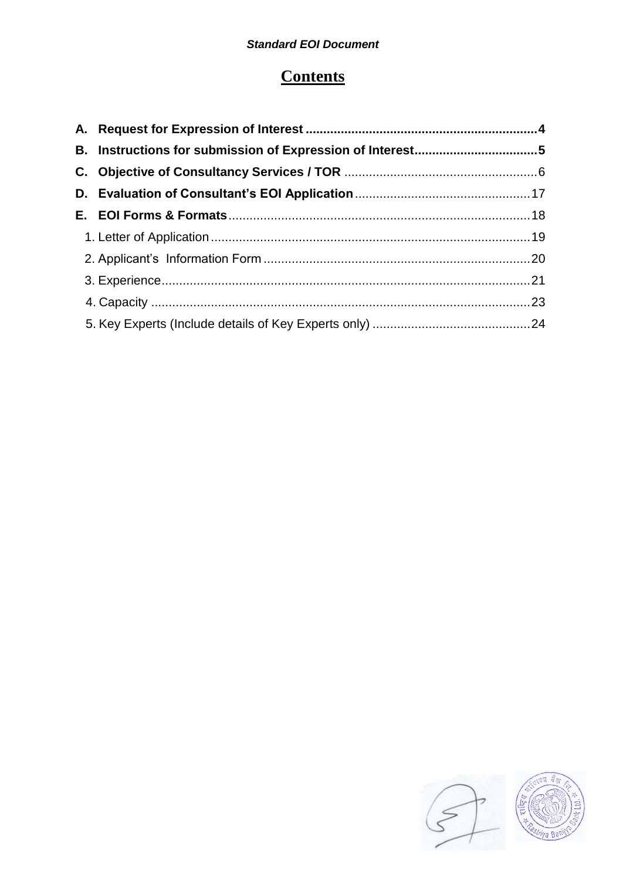# Contents

**A. Request for Expression of Interest** .......... **4**

**B. Instructions for submission of Expression of Interest** .......... **5**

**C. Objective of Consultancy Services / TOR** .......... 6

**D. Evaluation of Consultant's EOI Application** .......... 17

**E. EOI Forms & Formats** .......... 18

1. Letter of Application .......... 19
2. Applicant's Information Form .......... 20
3. Experience .......... 21
4. Capacity .......... 23
5. Key Experts (Include details of Key Experts only) .......... 24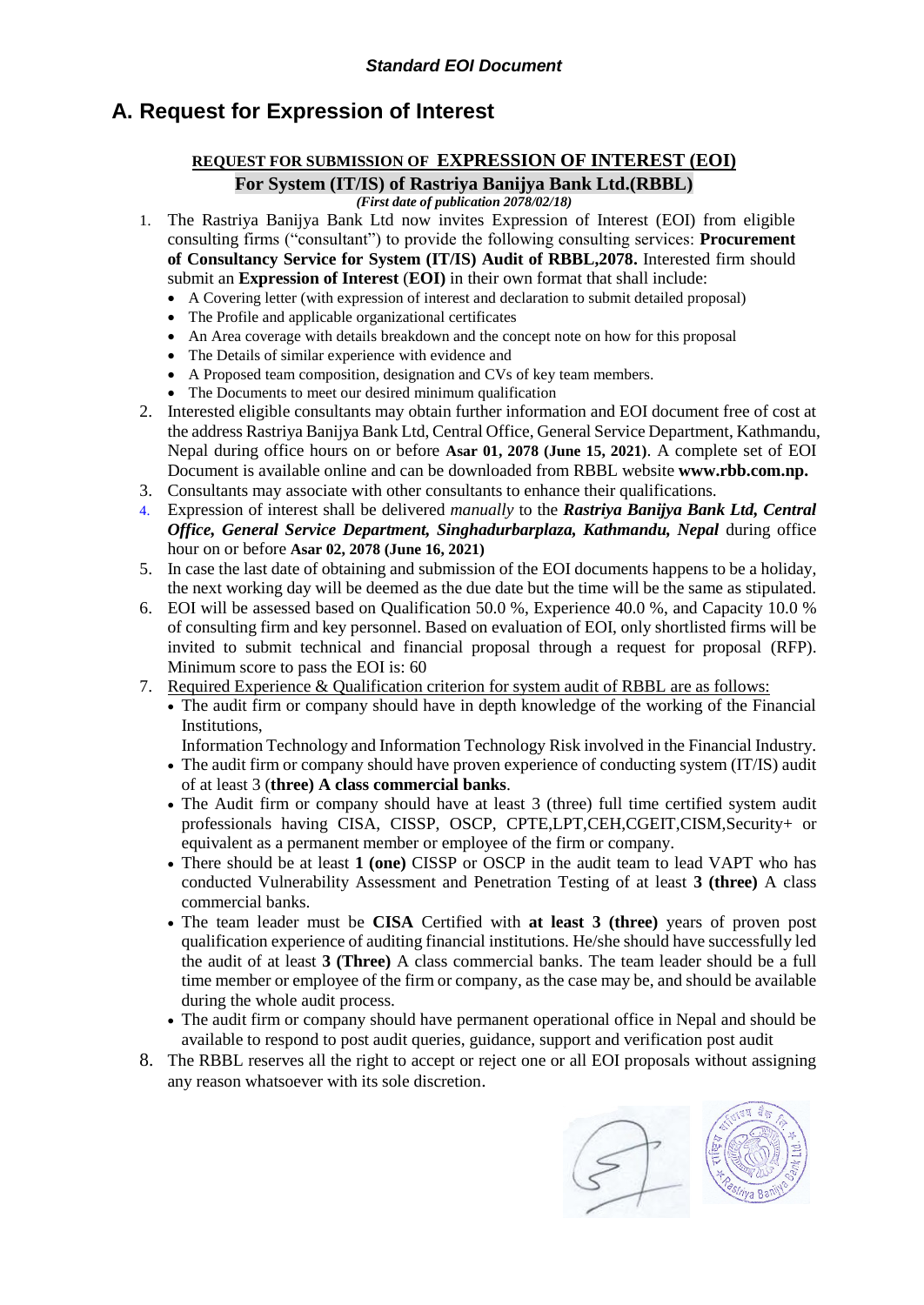*Standard EOI Document*

# A. Request for Expression of Interest

## REQUEST FOR SUBMISSION OF EXPRESSION OF INTEREST (EOI)

**For System (IT/IS) of Rastriya Banijya Bank Ltd.(RBBL)**

***(First date of publication 2078/02/18)***

1. The Rastriya Banijya Bank Ltd now invites Expression of Interest (EOI) from eligible consulting firms ("consultant") to provide the following consulting services: **Procurement of Consultancy Service for System (IT/IS) Audit of RBBL,2078.** Interested firm should submit an **Expression of Interest** (**EOI)** in their own format that shall include:
   - A Covering letter (with expression of interest and declaration to submit detailed proposal)
   - The Profile and applicable organizational certificates
   - An Area coverage with details breakdown and the concept note on how for this proposal
   - The Details of similar experience with evidence and
   - A Proposed team composition, designation and CVs of key team members.
   - The Documents to meet our desired minimum qualification
2. Interested eligible consultants may obtain further information and EOI document free of cost at the address Rastriya Banijya Bank Ltd, Central Office, General Service Department, Kathmandu, Nepal during office hours on or before **Asar 01, 2078 (June 15, 2021)**. A complete set of EOI Document is available online and can be downloaded from RBBL website **www.rbb.com.np.**
3. Consultants may associate with other consultants to enhance their qualifications.
4. Expression of interest shall be delivered *manually* to the ***Rastriya Banijya Bank Ltd, Central Office, General Service Department, Singhadurbarplaza, Kathmandu, Nepal*** during office hour on or before **Asar 02, 2078 (June 16, 2021)**
5. In case the last date of obtaining and submission of the EOI documents happens to be a holiday, the next working day will be deemed as the due date but the time will be the same as stipulated.
6. EOI will be assessed based on Qualification 50.0 %, Experience 40.0 %, and Capacity 10.0 % of consulting firm and key personnel. Based on evaluation of EOI, only shortlisted firms will be invited to submit technical and financial proposal through a request for proposal (RFP). Minimum score to pass the EOI is: 60
7. Required Experience & Qualification criterion for system audit of RBBL are as follows:
   - The audit firm or company should have in depth knowledge of the working of the Financial Institutions,
     Information Technology and Information Technology Risk involved in the Financial Industry.
   - The audit firm or company should have proven experience of conducting system (IT/IS) audit of at least 3 (**three) A class commercial banks**.
   - The Audit firm or company should have at least 3 (three) full time certified system audit professionals having CISA, CISSP, OSCP, CPTE,LPT,CEH,CGEIT,CISM,Security+ or equivalent as a permanent member or employee of the firm or company.
   - There should be at least **1 (one)** CISSP or OSCP in the audit team to lead VAPT who has conducted Vulnerability Assessment and Penetration Testing of at least **3 (three)** A class commercial banks.
   - The team leader must be **CISA** Certified with **at least 3 (three)** years of proven post qualification experience of auditing financial institutions. He/she should have successfully led the audit of at least **3 (Three)** A class commercial banks. The team leader should be a full time member or employee of the firm or company, as the case may be, and should be available during the whole audit process.
   - The audit firm or company should have permanent operational office in Nepal and should be available to respond to post audit queries, guidance, support and verification post audit
8. The RBBL reserves all the right to accept or reject one or all EOI proposals without assigning any reason whatsoever with its sole discretion.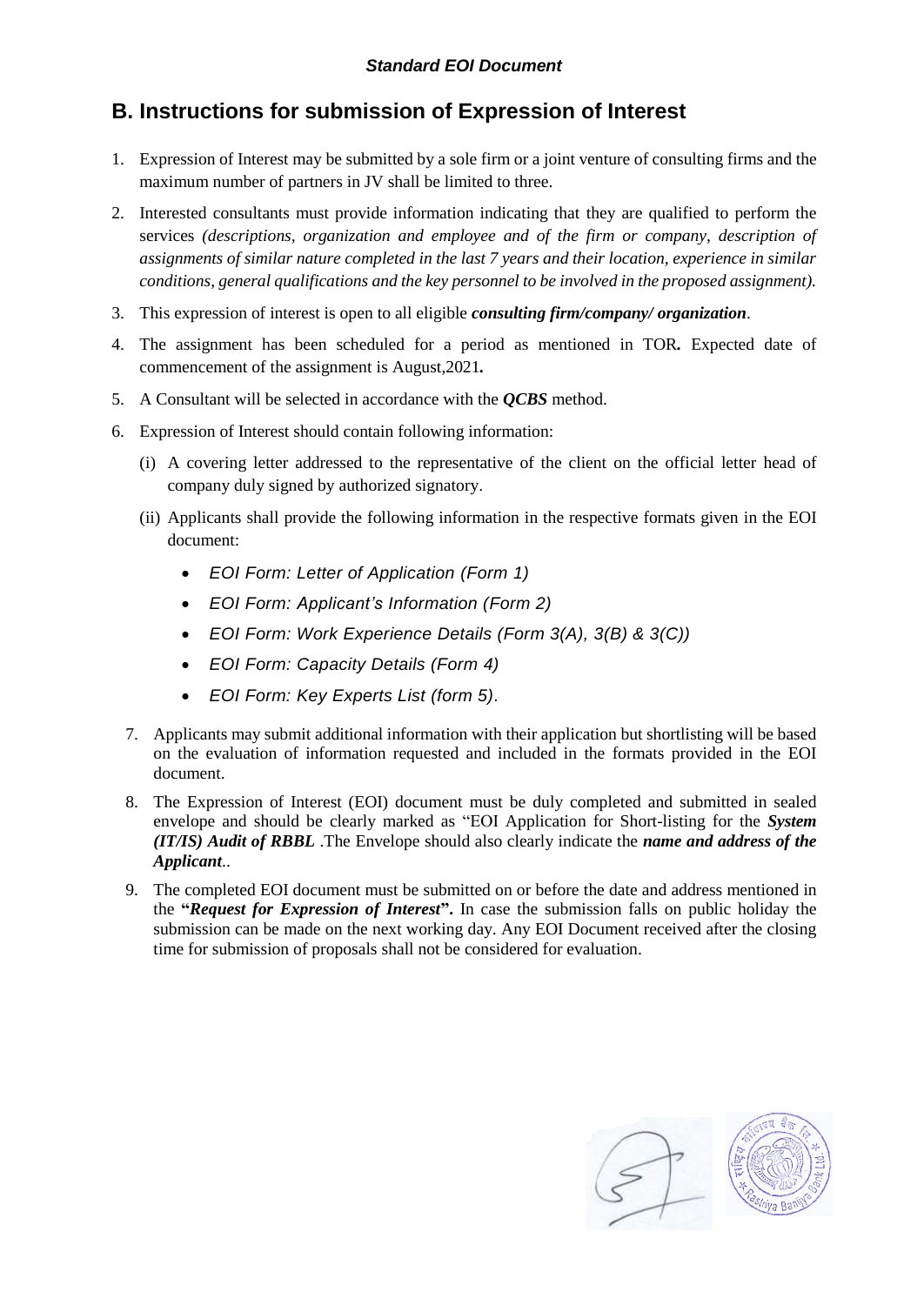## B. Instructions for submission of Expression of Interest

1. Expression of Interest may be submitted by a sole firm or a joint venture of consulting firms and the maximum number of partners in JV shall be limited to three.
2. Interested consultants must provide information indicating that they are qualified to perform the services *(descriptions, organization and employee and of the firm or company, description of assignments of similar nature completed in the last 7 years and their location, experience in similar conditions, general qualifications and the key personnel to be involved in the proposed assignment).*
3. This expression of interest is open to all eligible ***consulting firm/company/ organization***.
4. The assignment has been scheduled for a period as mentioned in TOR**.** Expected date of commencement of the assignment is August,2021**.**
5. A Consultant will be selected in accordance with the ***QCBS*** method.
6. Expression of Interest should contain following information:
   (i) A covering letter addressed to the representative of the client on the official letter head of company duly signed by authorized signatory.
   (ii) Applicants shall provide the following information in the respective formats given in the EOI document:
      - *EOI Form: Letter of Application (Form 1)*
      - *EOI Form: Applicant's Information (Form 2)*
      - *EOI Form: Work Experience Details (Form 3(A), 3(B) & 3(C))*
      - *EOI Form: Capacity Details (Form 4)*
      - *EOI Form: Key Experts List (form 5).*
7. Applicants may submit additional information with their application but shortlisting will be based on the evaluation of information requested and included in the formats provided in the EOI document.
8. The Expression of Interest (EOI) document must be duly completed and submitted in sealed envelope and should be clearly marked as "EOI Application for Short-listing for the ***System (IT/IS) Audit of RBBL*** .The Envelope should also clearly indicate the ***name and address of the Applicant***..
9. The completed EOI document must be submitted on or before the date and address mentioned in the **"*Request for Expression of Interest*".** In case the submission falls on public holiday the submission can be made on the next working day. Any EOI Document received after the closing time for submission of proposals shall not be considered for evaluation.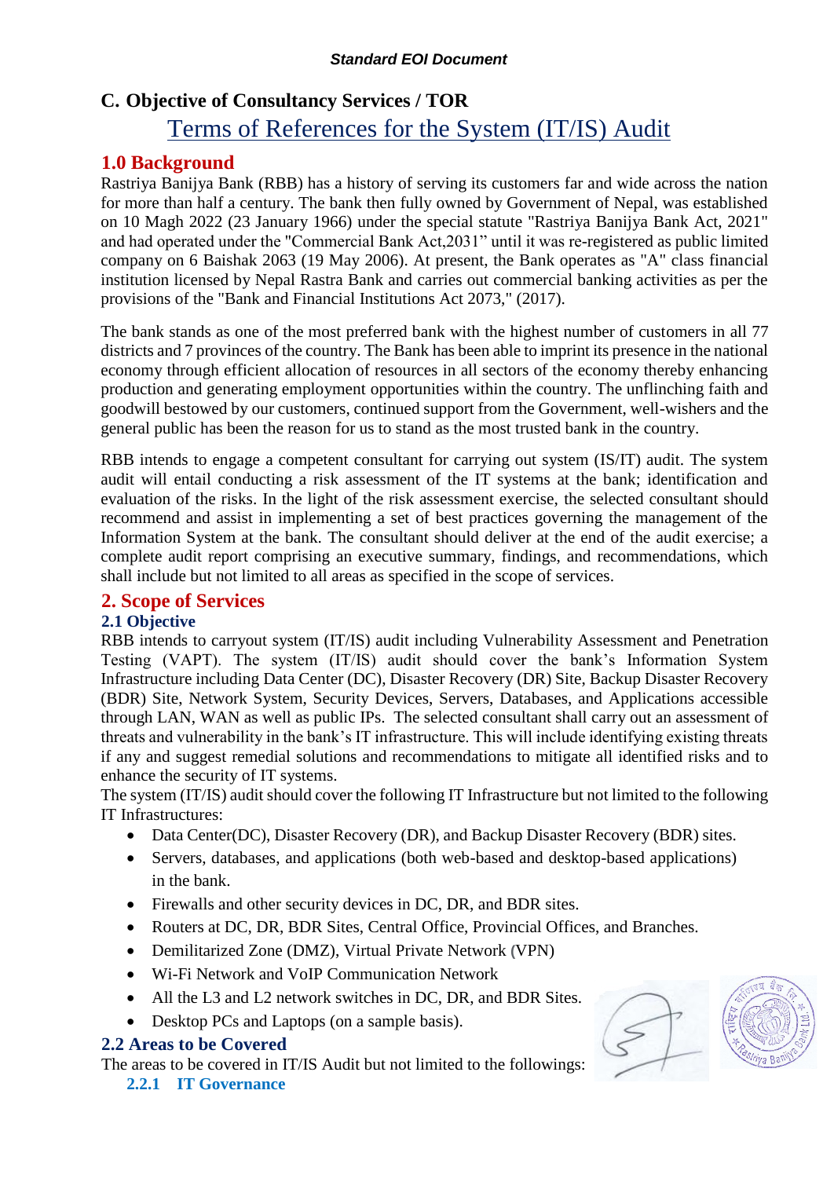# C. Objective of Consultancy Services / TOR

## Terms of References for the System (IT/IS) Audit

## 1.0 Background

Rastriya Banijya Bank (RBB) has a history of serving its customers far and wide across the nation for more than half a century. The bank then fully owned by Government of Nepal, was established on 10 Magh 2022 (23 January 1966) under the special statute "Rastriya Banijya Bank Act, 2021" and had operated under the "Commercial Bank Act,2031" until it was re-registered as public limited company on 6 Baishak 2063 (19 May 2006). At present, the Bank operates as "A" class financial institution licensed by Nepal Rastra Bank and carries out commercial banking activities as per the provisions of the "Bank and Financial Institutions Act 2073," (2017).

The bank stands as one of the most preferred bank with the highest number of customers in all 77 districts and 7 provinces of the country. The Bank has been able to imprint its presence in the national economy through efficient allocation of resources in all sectors of the economy thereby enhancing production and generating employment opportunities within the country. The unflinching faith and goodwill bestowed by our customers, continued support from the Government, well-wishers and the general public has been the reason for us to stand as the most trusted bank in the country.

RBB intends to engage a competent consultant for carrying out system (IS/IT) audit. The system audit will entail conducting a risk assessment of the IT systems at the bank; identification and evaluation of the risks. In the light of the risk assessment exercise, the selected consultant should recommend and assist in implementing a set of best practices governing the management of the Information System at the bank. The consultant should deliver at the end of the audit exercise; a complete audit report comprising an executive summary, findings, and recommendations, which shall include but not limited to all areas as specified in the scope of services.

## 2. Scope of Services

### 2.1 Objective

RBB intends to carryout system (IT/IS) audit including Vulnerability Assessment and Penetration Testing (VAPT). The system (IT/IS) audit should cover the bank's Information System Infrastructure including Data Center (DC), Disaster Recovery (DR) Site, Backup Disaster Recovery (BDR) Site, Network System, Security Devices, Servers, Databases, and Applications accessible through LAN, WAN as well as public IPs. The selected consultant shall carry out an assessment of threats and vulnerability in the bank's IT infrastructure. This will include identifying existing threats if any and suggest remedial solutions and recommendations to mitigate all identified risks and to enhance the security of IT systems.

The system (IT/IS) audit should cover the following IT Infrastructure but not limited to the following IT Infrastructures:

- Data Center(DC), Disaster Recovery (DR), and Backup Disaster Recovery (BDR) sites.
- Servers, databases, and applications (both web-based and desktop-based applications) in the bank.
- Firewalls and other security devices in DC, DR, and BDR sites.
- Routers at DC, DR, BDR Sites, Central Office, Provincial Offices, and Branches.
- Demilitarized Zone (DMZ), Virtual Private Network (VPN)
- Wi-Fi Network and VoIP Communication Network
- All the L3 and L2 network switches in DC, DR, and BDR Sites.
- Desktop PCs and Laptops (on a sample basis).

### 2.2 Areas to be Covered

The areas to be covered in IT/IS Audit but not limited to the followings:

#### 2.2.1 IT Governance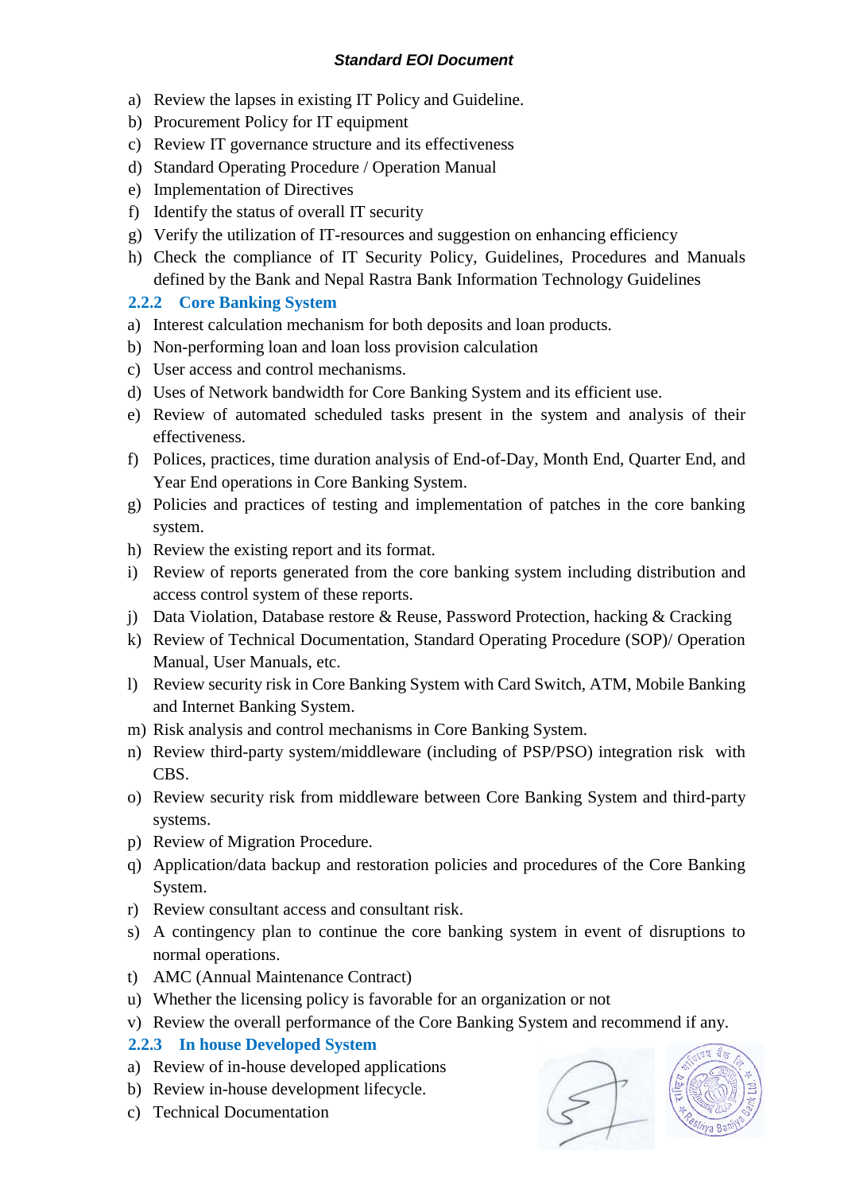a) Review the lapses in existing IT Policy and Guideline.
b) Procurement Policy for IT equipment
c) Review IT governance structure and its effectiveness
d) Standard Operating Procedure / Operation Manual
e) Implementation of Directives
f) Identify the status of overall IT security
g) Verify the utilization of IT-resources and suggestion on enhancing efficiency
h) Check the compliance of IT Security Policy, Guidelines, Procedures and Manuals defined by the Bank and Nepal Rastra Bank Information Technology Guidelines

### 2.2.2 Core Banking System

a) Interest calculation mechanism for both deposits and loan products.
b) Non-performing loan and loan loss provision calculation
c) User access and control mechanisms.
d) Uses of Network bandwidth for Core Banking System and its efficient use.
e) Review of automated scheduled tasks present in the system and analysis of their effectiveness.
f) Polices, practices, time duration analysis of End-of-Day, Month End, Quarter End, and Year End operations in Core Banking System.
g) Policies and practices of testing and implementation of patches in the core banking system.
h) Review the existing report and its format.
i) Review of reports generated from the core banking system including distribution and access control system of these reports.
j) Data Violation, Database restore & Reuse, Password Protection, hacking & Cracking
k) Review of Technical Documentation, Standard Operating Procedure (SOP)/ Operation Manual, User Manuals, etc.
l) Review security risk in Core Banking System with Card Switch, ATM, Mobile Banking and Internet Banking System.
m) Risk analysis and control mechanisms in Core Banking System.
n) Review third-party system/middleware (including of PSP/PSO) integration risk with CBS.
o) Review security risk from middleware between Core Banking System and third-party systems.
p) Review of Migration Procedure.
q) Application/data backup and restoration policies and procedures of the Core Banking System.
r) Review consultant access and consultant risk.
s) A contingency plan to continue the core banking system in event of disruptions to normal operations.
t) AMC (Annual Maintenance Contract)
u) Whether the licensing policy is favorable for an organization or not
v) Review the overall performance of the Core Banking System and recommend if any.

### 2.2.3 In house Developed System

a) Review of in-house developed applications
b) Review in-house development lifecycle.
c) Technical Documentation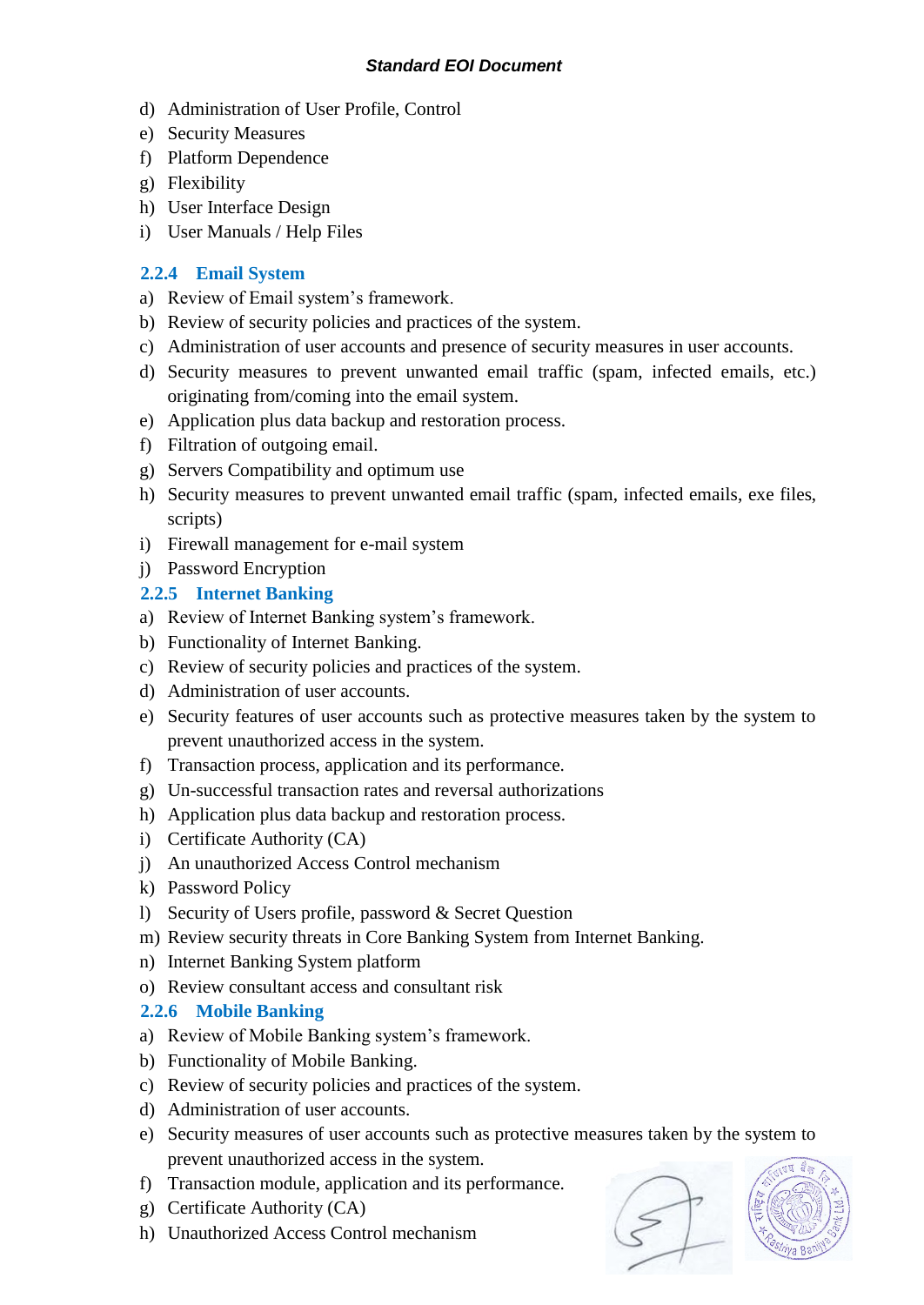d) Administration of User Profile, Control
e) Security Measures
f) Platform Dependence
g) Flexibility
h) User Interface Design
i) User Manuals / Help Files

### 2.2.4 Email System

a) Review of Email system's framework.
b) Review of security policies and practices of the system.
c) Administration of user accounts and presence of security measures in user accounts.
d) Security measures to prevent unwanted email traffic (spam, infected emails, etc.) originating from/coming into the email system.
e) Application plus data backup and restoration process.
f) Filtration of outgoing email.
g) Servers Compatibility and optimum use
h) Security measures to prevent unwanted email traffic (spam, infected emails, exe files, scripts)
i) Firewall management for e-mail system
j) Password Encryption

### 2.2.5 Internet Banking

a) Review of Internet Banking system's framework.
b) Functionality of Internet Banking.
c) Review of security policies and practices of the system.
d) Administration of user accounts.
e) Security features of user accounts such as protective measures taken by the system to prevent unauthorized access in the system.
f) Transaction process, application and its performance.
g) Un-successful transaction rates and reversal authorizations
h) Application plus data backup and restoration process.
i) Certificate Authority (CA)
j) An unauthorized Access Control mechanism
k) Password Policy
l) Security of Users profile, password & Secret Question
m) Review security threats in Core Banking System from Internet Banking.
n) Internet Banking System platform
o) Review consultant access and consultant risk

### 2.2.6 Mobile Banking

a) Review of Mobile Banking system's framework.
b) Functionality of Mobile Banking.
c) Review of security policies and practices of the system.
d) Administration of user accounts.
e) Security measures of user accounts such as protective measures taken by the system to prevent unauthorized access in the system.
f) Transaction module, application and its performance.
g) Certificate Authority (CA)
h) Unauthorized Access Control mechanism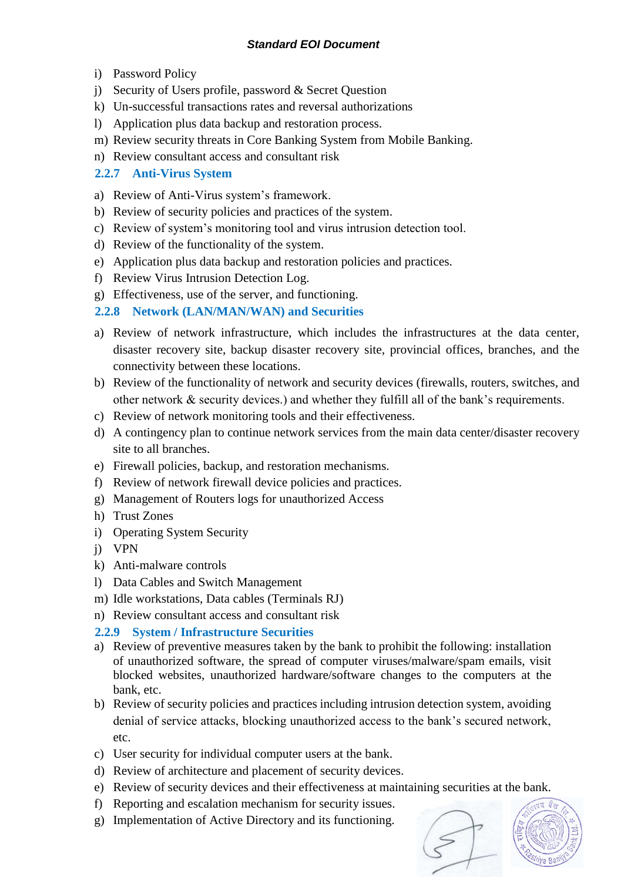i) Password Policy
j) Security of Users profile, password & Secret Question
k) Un-successful transactions rates and reversal authorizations
l) Application plus data backup and restoration process.
m) Review security threats in Core Banking System from Mobile Banking.
n) Review consultant access and consultant risk

### 2.2.7 Anti-Virus System

a) Review of Anti-Virus system's framework.
b) Review of security policies and practices of the system.
c) Review of system's monitoring tool and virus intrusion detection tool.
d) Review of the functionality of the system.
e) Application plus data backup and restoration policies and practices.
f) Review Virus Intrusion Detection Log.
g) Effectiveness, use of the server, and functioning.

### 2.2.8 Network (LAN/MAN/WAN) and Securities

a) Review of network infrastructure, which includes the infrastructures at the data center, disaster recovery site, backup disaster recovery site, provincial offices, branches, and the connectivity between these locations.
b) Review of the functionality of network and security devices (firewalls, routers, switches, and other network & security devices.) and whether they fulfill all of the bank's requirements.
c) Review of network monitoring tools and their effectiveness.
d) A contingency plan to continue network services from the main data center/disaster recovery site to all branches.
e) Firewall policies, backup, and restoration mechanisms.
f) Review of network firewall device policies and practices.
g) Management of Routers logs for unauthorized Access
h) Trust Zones
i) Operating System Security
j) VPN
k) Anti-malware controls
l) Data Cables and Switch Management
m) Idle workstations, Data cables (Terminals RJ)
n) Review consultant access and consultant risk

### 2.2.9 System / Infrastructure Securities

a) Review of preventive measures taken by the bank to prohibit the following: installation of unauthorized software, the spread of computer viruses/malware/spam emails, visit blocked websites, unauthorized hardware/software changes to the computers at the bank, etc.
b) Review of security policies and practices including intrusion detection system, avoiding denial of service attacks, blocking unauthorized access to the bank's secured network, etc.
c) User security for individual computer users at the bank.
d) Review of architecture and placement of security devices.
e) Review of security devices and their effectiveness at maintaining securities at the bank.
f) Reporting and escalation mechanism for security issues.
g) Implementation of Active Directory and its functioning.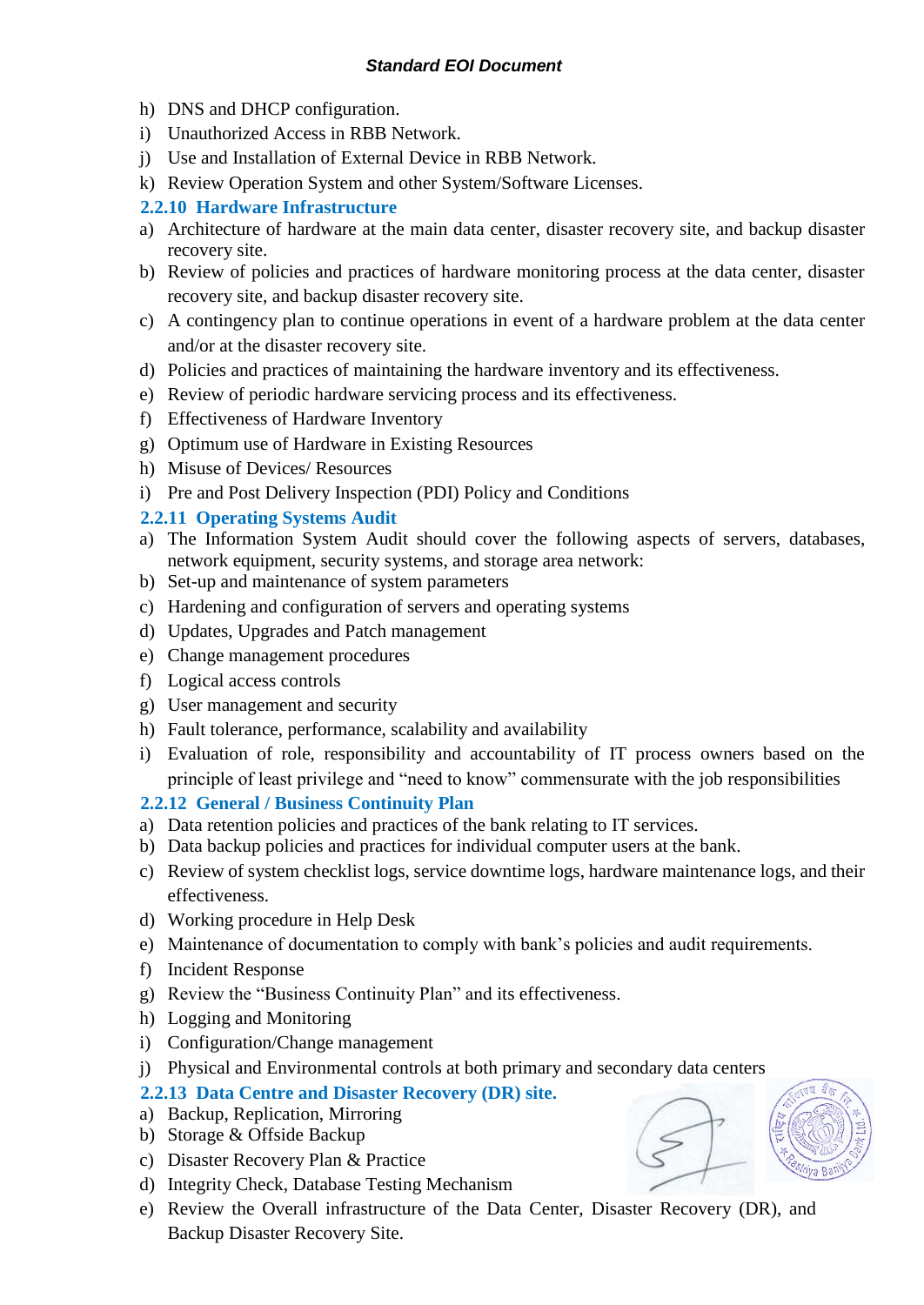h) DNS and DHCP configuration.
i) Unauthorized Access in RBB Network.
j) Use and Installation of External Device in RBB Network.
k) Review Operation System and other System/Software Licenses.

### 2.2.10 Hardware Infrastructure

a) Architecture of hardware at the main data center, disaster recovery site, and backup disaster recovery site.
b) Review of policies and practices of hardware monitoring process at the data center, disaster recovery site, and backup disaster recovery site.
c) A contingency plan to continue operations in event of a hardware problem at the data center and/or at the disaster recovery site.
d) Policies and practices of maintaining the hardware inventory and its effectiveness.
e) Review of periodic hardware servicing process and its effectiveness.
f) Effectiveness of Hardware Inventory
g) Optimum use of Hardware in Existing Resources
h) Misuse of Devices/ Resources
i) Pre and Post Delivery Inspection (PDI) Policy and Conditions

### 2.2.11 Operating Systems Audit

a) The Information System Audit should cover the following aspects of servers, databases, network equipment, security systems, and storage area network:
b) Set-up and maintenance of system parameters
c) Hardening and configuration of servers and operating systems
d) Updates, Upgrades and Patch management
e) Change management procedures
f) Logical access controls
g) User management and security
h) Fault tolerance, performance, scalability and availability
i) Evaluation of role, responsibility and accountability of IT process owners based on the principle of least privilege and "need to know" commensurate with the job responsibilities

### 2.2.12 General / Business Continuity Plan

a) Data retention policies and practices of the bank relating to IT services.
b) Data backup policies and practices for individual computer users at the bank.
c) Review of system checklist logs, service downtime logs, hardware maintenance logs, and their effectiveness.
d) Working procedure in Help Desk
e) Maintenance of documentation to comply with bank's policies and audit requirements.
f) Incident Response
g) Review the "Business Continuity Plan" and its effectiveness.
h) Logging and Monitoring
i) Configuration/Change management
j) Physical and Environmental controls at both primary and secondary data centers

### 2.2.13 Data Centre and Disaster Recovery (DR) site.

a) Backup, Replication, Mirroring
b) Storage & Offside Backup
c) Disaster Recovery Plan & Practice
d) Integrity Check, Database Testing Mechanism
e) Review the Overall infrastructure of the Data Center, Disaster Recovery (DR), and Backup Disaster Recovery Site.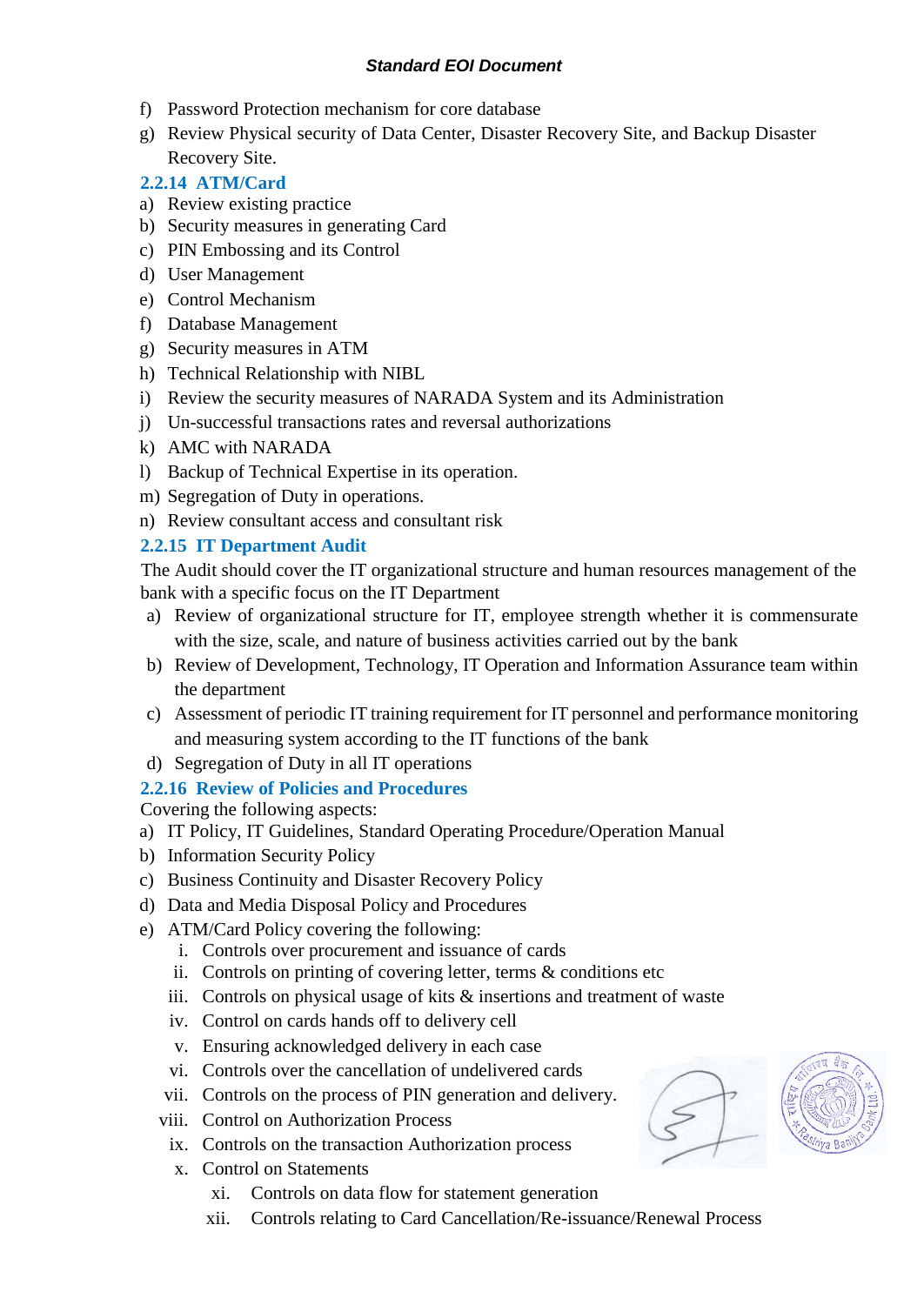f) Password Protection mechanism for core database
g) Review Physical security of Data Center, Disaster Recovery Site, and Backup Disaster Recovery Site.

### 2.2.14 ATM/Card

a) Review existing practice
b) Security measures in generating Card
c) PIN Embossing and its Control
d) User Management
e) Control Mechanism
f) Database Management
g) Security measures in ATM
h) Technical Relationship with NIBL
i) Review the security measures of NARADA System and its Administration
j) Un-successful transactions rates and reversal authorizations
k) AMC with NARADA
l) Backup of Technical Expertise in its operation.
m) Segregation of Duty in operations.
n) Review consultant access and consultant risk

### 2.2.15 IT Department Audit

The Audit should cover the IT organizational structure and human resources management of the bank with a specific focus on the IT Department

a) Review of organizational structure for IT, employee strength whether it is commensurate with the size, scale, and nature of business activities carried out by the bank
b) Review of Development, Technology, IT Operation and Information Assurance team within the department
c) Assessment of periodic IT training requirement for IT personnel and performance monitoring and measuring system according to the IT functions of the bank
d) Segregation of Duty in all IT operations

### 2.2.16 Review of Policies and Procedures

Covering the following aspects:

a) IT Policy, IT Guidelines, Standard Operating Procedure/Operation Manual
b) Information Security Policy
c) Business Continuity and Disaster Recovery Policy
d) Data and Media Disposal Policy and Procedures
e) ATM/Card Policy covering the following:
   i. Controls over procurement and issuance of cards
   ii. Controls on printing of covering letter, terms & conditions etc
   iii. Controls on physical usage of kits & insertions and treatment of waste
   iv. Control on cards hands off to delivery cell
   v. Ensuring acknowledged delivery in each case
   vi. Controls over the cancellation of undelivered cards
   vii. Controls on the process of PIN generation and delivery.
   viii. Control on Authorization Process
   ix. Controls on the transaction Authorization process
   x. Control on Statements
   xi. Controls on data flow for statement generation
   xii. Controls relating to Card Cancellation/Re-issuance/Renewal Process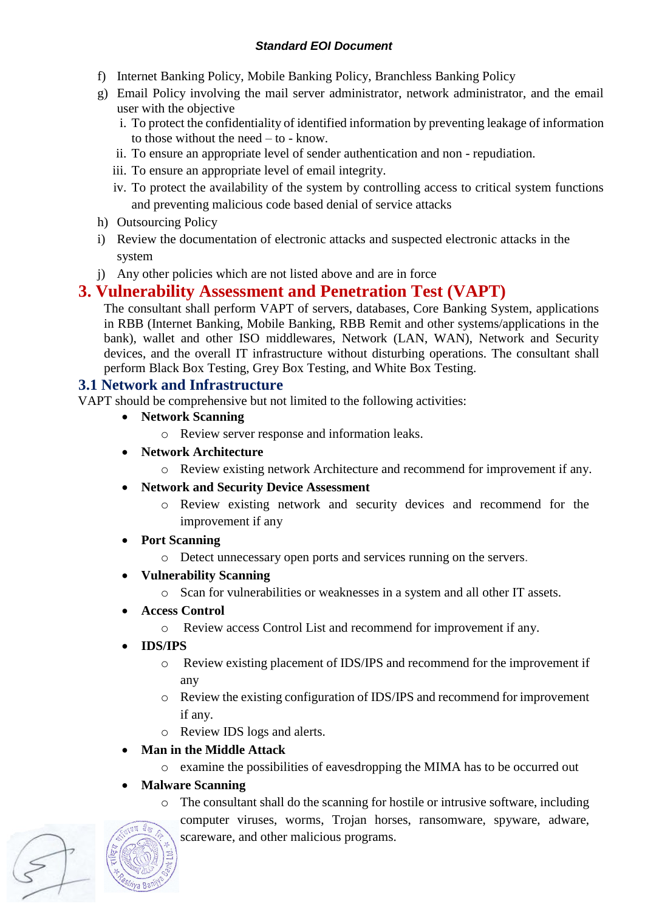f) Internet Banking Policy, Mobile Banking Policy, Branchless Banking Policy
g) Email Policy involving the mail server administrator, network administrator, and the email user with the objective
   i. To protect the confidentiality of identified information by preventing leakage of information to those without the need – to - know.
   ii. To ensure an appropriate level of sender authentication and non - repudiation.
   iii. To ensure an appropriate level of email integrity.
   iv. To protect the availability of the system by controlling access to critical system functions and preventing malicious code based denial of service attacks
h) Outsourcing Policy
i) Review the documentation of electronic attacks and suspected electronic attacks in the system
j) Any other policies which are not listed above and are in force

# 3. Vulnerability Assessment and Penetration Test (VAPT)

The consultant shall perform VAPT of servers, databases, Core Banking System, applications in RBB (Internet Banking, Mobile Banking, RBB Remit and other systems/applications in the bank), wallet and other ISO middlewares, Network (LAN, WAN), Network and Security devices, and the overall IT infrastructure without disturbing operations. The consultant shall perform Black Box Testing, Grey Box Testing, and White Box Testing.

## 3.1 Network and Infrastructure

VAPT should be comprehensive but not limited to the following activities:

- **Network Scanning**
  - Review server response and information leaks.
- **Network Architecture**
  - Review existing network Architecture and recommend for improvement if any.
- **Network and Security Device Assessment**
  - Review existing network and security devices and recommend for the improvement if any
- **Port Scanning**
  - Detect unnecessary open ports and services running on the servers.
- **Vulnerability Scanning**
  - Scan for vulnerabilities or weaknesses in a system and all other IT assets.
- **Access Control**
  - Review access Control List and recommend for improvement if any.
- **IDS/IPS**
  - Review existing placement of IDS/IPS and recommend for the improvement if any
  - Review the existing configuration of IDS/IPS and recommend for improvement if any.
  - Review IDS logs and alerts.
- **Man in the Middle Attack**
  - examine the possibilities of eavesdropping the MIMA has to be occurred out
- **Malware Scanning**
  - The consultant shall do the scanning for hostile or intrusive software, including computer viruses, worms, Trojan horses, ransomware, spyware, adware, scareware, and other malicious programs.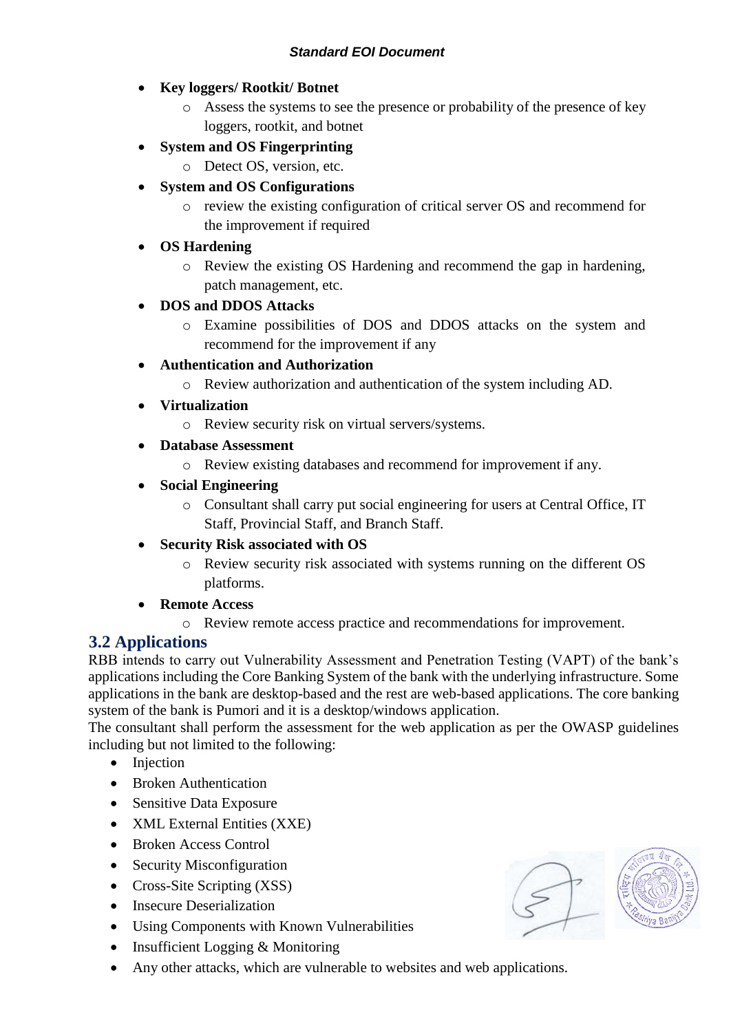- **Key loggers/ Rootkit/ Botnet**
    - Assess the systems to see the presence or probability of the presence of key loggers, rootkit, and botnet
- **System and OS Fingerprinting**
    - Detect OS, version, etc.
- **System and OS Configurations**
    - review the existing configuration of critical server OS and recommend for the improvement if required
- **OS Hardening**
    - Review the existing OS Hardening and recommend the gap in hardening, patch management, etc.
- **DOS and DDOS Attacks**
    - Examine possibilities of DOS and DDOS attacks on the system and recommend for the improvement if any
- **Authentication and Authorization**
    - Review authorization and authentication of the system including AD.
- **Virtualization**
    - Review security risk on virtual servers/systems.
- **Database Assessment**
    - Review existing databases and recommend for improvement if any.
- **Social Engineering**
    - Consultant shall carry put social engineering for users at Central Office, IT Staff, Provincial Staff, and Branch Staff.
- **Security Risk associated with OS**
    - Review security risk associated with systems running on the different OS platforms.
- **Remote Access**
    - Review remote access practice and recommendations for improvement.

## 3.2 Applications

RBB intends to carry out Vulnerability Assessment and Penetration Testing (VAPT) of the bank's applications including the Core Banking System of the bank with the underlying infrastructure. Some applications in the bank are desktop-based and the rest are web-based applications. The core banking system of the bank is Pumori and it is a desktop/windows application.

The consultant shall perform the assessment for the web application as per the OWASP guidelines including but not limited to the following:

- Injection
- Broken Authentication
- Sensitive Data Exposure
- XML External Entities (XXE)
- Broken Access Control
- Security Misconfiguration
- Cross-Site Scripting (XSS)
- Insecure Deserialization
- Using Components with Known Vulnerabilities
- Insufficient Logging & Monitoring
- Any other attacks, which are vulnerable to websites and web applications.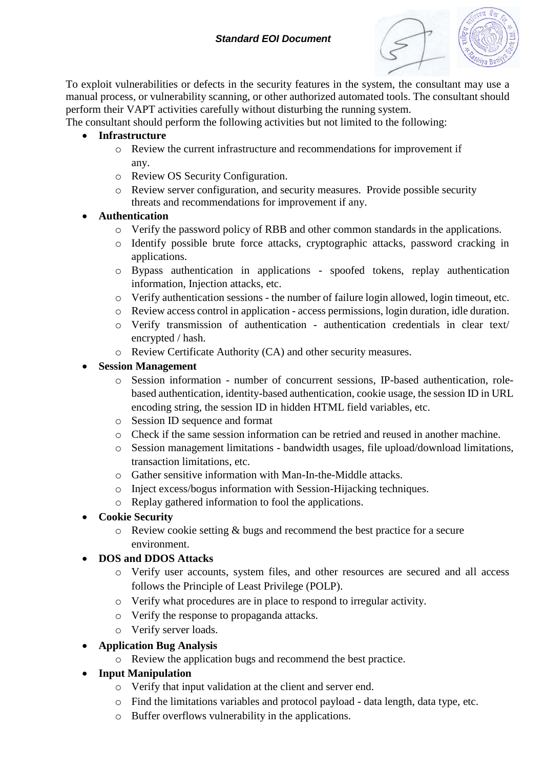To exploit vulnerabilities or defects in the security features in the system, the consultant may use a manual process, or vulnerability scanning, or other authorized automated tools. The consultant should perform their VAPT activities carefully without disturbing the running system.
The consultant should perform the following activities but not limited to the following:

- **Infrastructure**
  - Review the current infrastructure and recommendations for improvement if any.
  - Review OS Security Configuration.
  - Review server configuration, and security measures. Provide possible security threats and recommendations for improvement if any.
- **Authentication**
  - Verify the password policy of RBB and other common standards in the applications.
  - Identify possible brute force attacks, cryptographic attacks, password cracking in applications.
  - Bypass authentication in applications - spoofed tokens, replay authentication information, Injection attacks, etc.
  - Verify authentication sessions - the number of failure login allowed, login timeout, etc.
  - Review access control in application - access permissions, login duration, idle duration.
  - Verify transmission of authentication - authentication credentials in clear text/ encrypted / hash.
  - Review Certificate Authority (CA) and other security measures.
- **Session Management**
  - Session information - number of concurrent sessions, IP-based authentication, role-based authentication, identity-based authentication, cookie usage, the session ID in URL encoding string, the session ID in hidden HTML field variables, etc.
  - Session ID sequence and format
  - Check if the same session information can be retried and reused in another machine.
  - Session management limitations - bandwidth usages, file upload/download limitations, transaction limitations, etc.
  - Gather sensitive information with Man-In-the-Middle attacks.
  - Inject excess/bogus information with Session-Hijacking techniques.
  - Replay gathered information to fool the applications.
- **Cookie Security**
  - Review cookie setting & bugs and recommend the best practice for a secure environment.
- **DOS and DDOS Attacks**
  - Verify user accounts, system files, and other resources are secured and all access follows the Principle of Least Privilege (POLP).
  - Verify what procedures are in place to respond to irregular activity.
  - Verify the response to propaganda attacks.
  - Verify server loads.
- **Application Bug Analysis**
  - Review the application bugs and recommend the best practice.
- **Input Manipulation**
  - Verify that input validation at the client and server end.
  - Find the limitations variables and protocol payload - data length, data type, etc.
  - Buffer overflows vulnerability in the applications.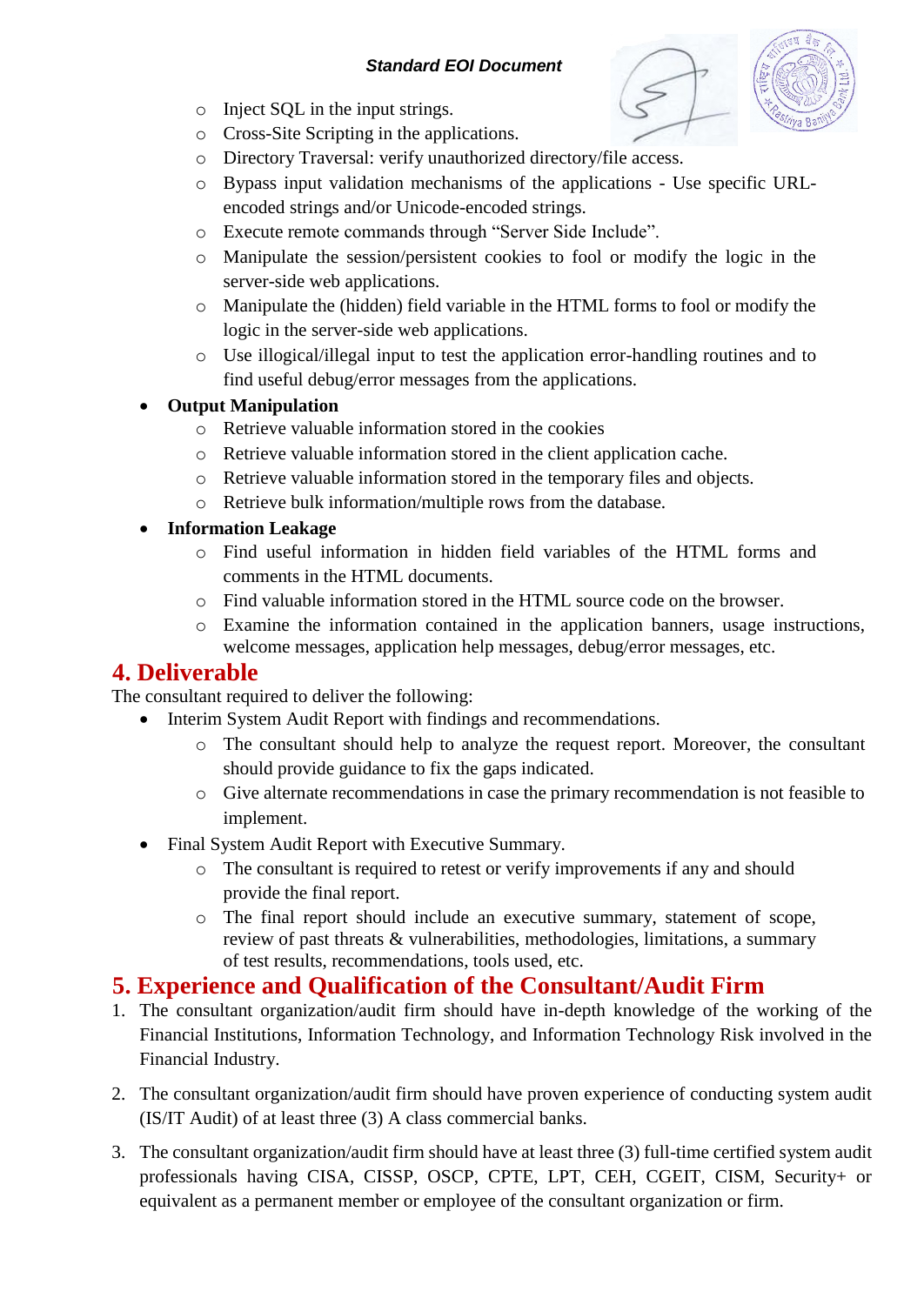- Inject SQL in the input strings.
  - Cross-Site Scripting in the applications.
  - Directory Traversal: verify unauthorized directory/file access.
  - Bypass input validation mechanisms of the applications - Use specific URL-encoded strings and/or Unicode-encoded strings.
  - Execute remote commands through "Server Side Include".
  - Manipulate the session/persistent cookies to fool or modify the logic in the server-side web applications.
  - Manipulate the (hidden) field variable in the HTML forms to fool or modify the logic in the server-side web applications.
  - Use illogical/illegal input to test the application error-handling routines and to find useful debug/error messages from the applications.
- **Output Manipulation**
  - Retrieve valuable information stored in the cookies
  - Retrieve valuable information stored in the client application cache.
  - Retrieve valuable information stored in the temporary files and objects.
  - Retrieve bulk information/multiple rows from the database.
- **Information Leakage**
  - Find useful information in hidden field variables of the HTML forms and comments in the HTML documents.
  - Find valuable information stored in the HTML source code on the browser.
  - Examine the information contained in the application banners, usage instructions, welcome messages, application help messages, debug/error messages, etc.

## 4. Deliverable

The consultant required to deliver the following:

- Interim System Audit Report with findings and recommendations.
  - The consultant should help to analyze the request report. Moreover, the consultant should provide guidance to fix the gaps indicated.
  - Give alternate recommendations in case the primary recommendation is not feasible to implement.
- Final System Audit Report with Executive Summary.
  - The consultant is required to retest or verify improvements if any and should provide the final report.
  - The final report should include an executive summary, statement of scope, review of past threats & vulnerabilities, methodologies, limitations, a summary of test results, recommendations, tools used, etc.

## 5. Experience and Qualification of the Consultant/Audit Firm

1. The consultant organization/audit firm should have in-depth knowledge of the working of the Financial Institutions, Information Technology, and Information Technology Risk involved in the Financial Industry.

2. The consultant organization/audit firm should have proven experience of conducting system audit (IS/IT Audit) of at least three (3) A class commercial banks.

3. The consultant organization/audit firm should have at least three (3) full-time certified system audit professionals having CISA, CISSP, OSCP, CPTE, LPT, CEH, CGEIT, CISM, Security+ or equivalent as a permanent member or employee of the consultant organization or firm.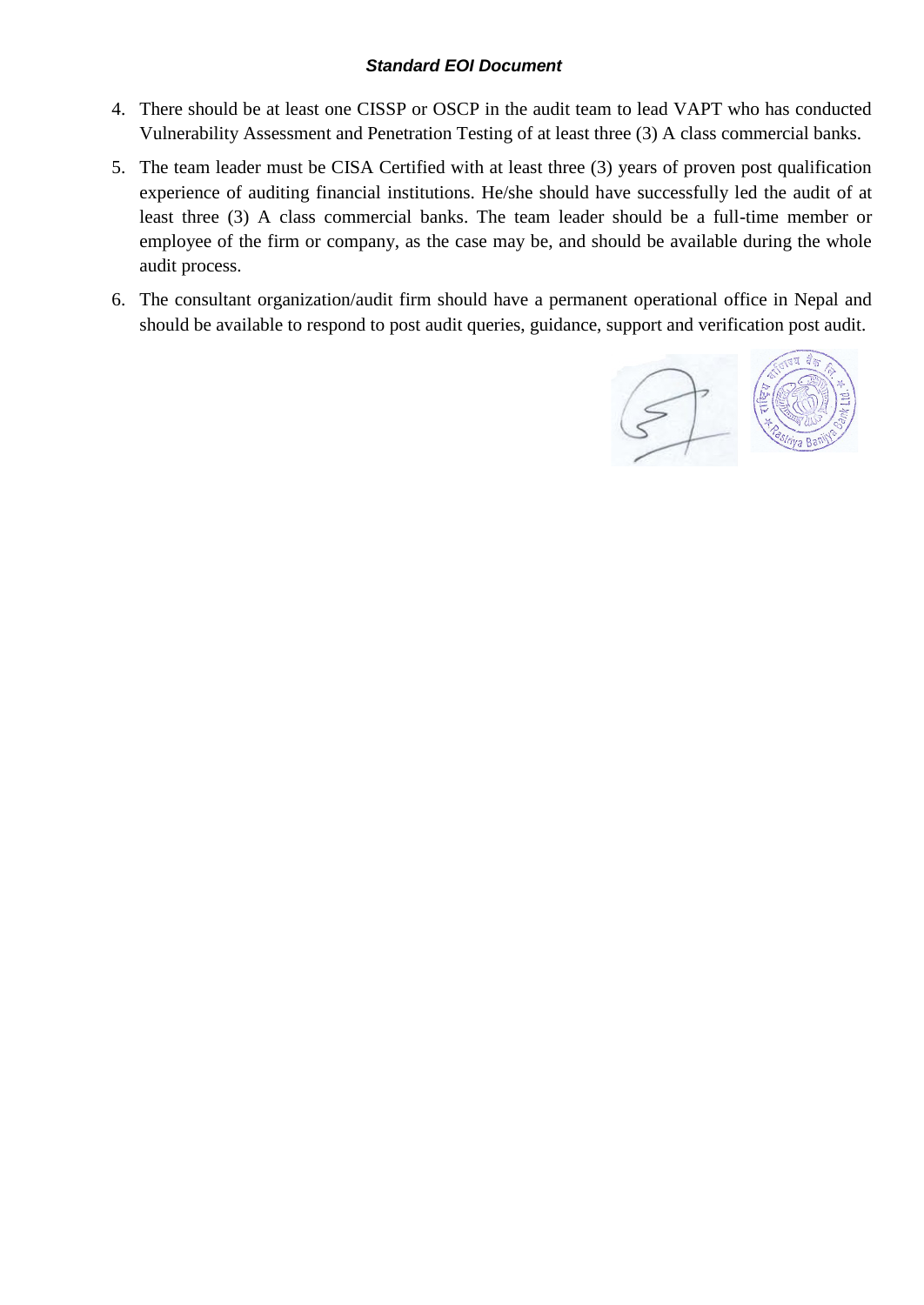4. There should be at least one CISSP or OSCP in the audit team to lead VAPT who has conducted Vulnerability Assessment and Penetration Testing of at least three (3) A class commercial banks.
5. The team leader must be CISA Certified with at least three (3) years of proven post qualification experience of auditing financial institutions. He/she should have successfully led the audit of at least three (3) A class commercial banks. The team leader should be a full-time member or employee of the firm or company, as the case may be, and should be available during the whole audit process.
6. The consultant organization/audit firm should have a permanent operational office in Nepal and should be available to respond to post audit queries, guidance, support and verification post audit.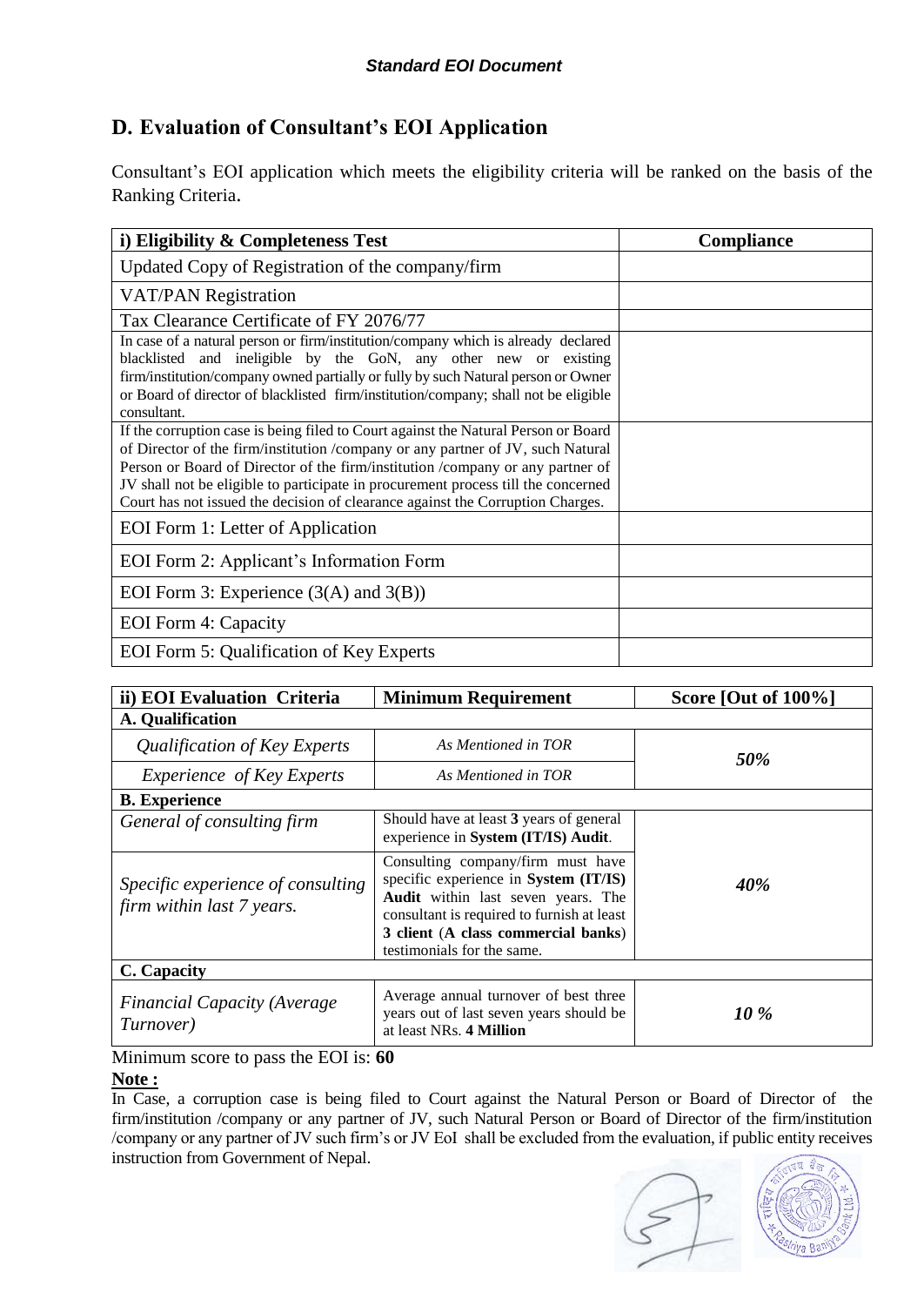## D. Evaluation of Consultant's EOI Application

Consultant's EOI application which meets the eligibility criteria will be ranked on the basis of the Ranking Criteria.

| i) Eligibility & Completeness Test | Compliance |
|---|---|
| Updated Copy of Registration of the company/firm | |
| VAT/PAN Registration | |
| Tax Clearance Certificate of FY 2076/77 | |
| In case of a natural person or firm/institution/company which is already declared blacklisted and ineligible by the GoN, any other new or existing firm/institution/company owned partially or fully by such Natural person or Owner or Board of director of blacklisted firm/institution/company; shall not be eligible consultant. | |
| If the corruption case is being filed to Court against the Natural Person or Board of Director of the firm/institution /company or any partner of JV, such Natural Person or Board of Director of the firm/institution /company or any partner of JV shall not be eligible to participate in procurement process till the concerned Court has not issued the decision of clearance against the Corruption Charges. | |
| EOI Form 1: Letter of Application | |
| EOI Form 2: Applicant's Information Form | |
| EOI Form 3: Experience (3(A) and 3(B)) | |
| EOI Form 4: Capacity | |
| EOI Form 5: Qualification of Key Experts | |

| ii) EOI Evaluation Criteria | Minimum Requirement | Score [Out of 100%] |
|---|---|---|
| **A. Qualification** | | |
| *Qualification of Key Experts* | *As Mentioned in TOR* | *50%* |
| *Experience of Key Experts* | *As Mentioned in TOR* | |
| **B. Experience** | | |
| *General of consulting firm* | Should have at least **3** years of general experience in **System (IT/IS) Audit**. | *40%* |
| *Specific experience of consulting firm within last 7 years.* | Consulting company/firm must have specific experience in **System (IT/IS) Audit** within last seven years. The consultant is required to furnish at least **3 client** (**A class commercial banks**) testimonials for the same. | |
| **C. Capacity** | | |
| *Financial Capacity (Average Turnover)* | Average annual turnover of best three years out of last seven years should be at least NRs. **4 Million** | *10 %* |

Minimum score to pass the EOI is: **60**

**Note :**

In Case, a corruption case is being filed to Court against the Natural Person or Board of Director of the firm/institution /company or any partner of JV, such Natural Person or Board of Director of the firm/institution /company or any partner of JV such firm's or JV EoI shall be excluded from the evaluation, if public entity receives instruction from Government of Nepal.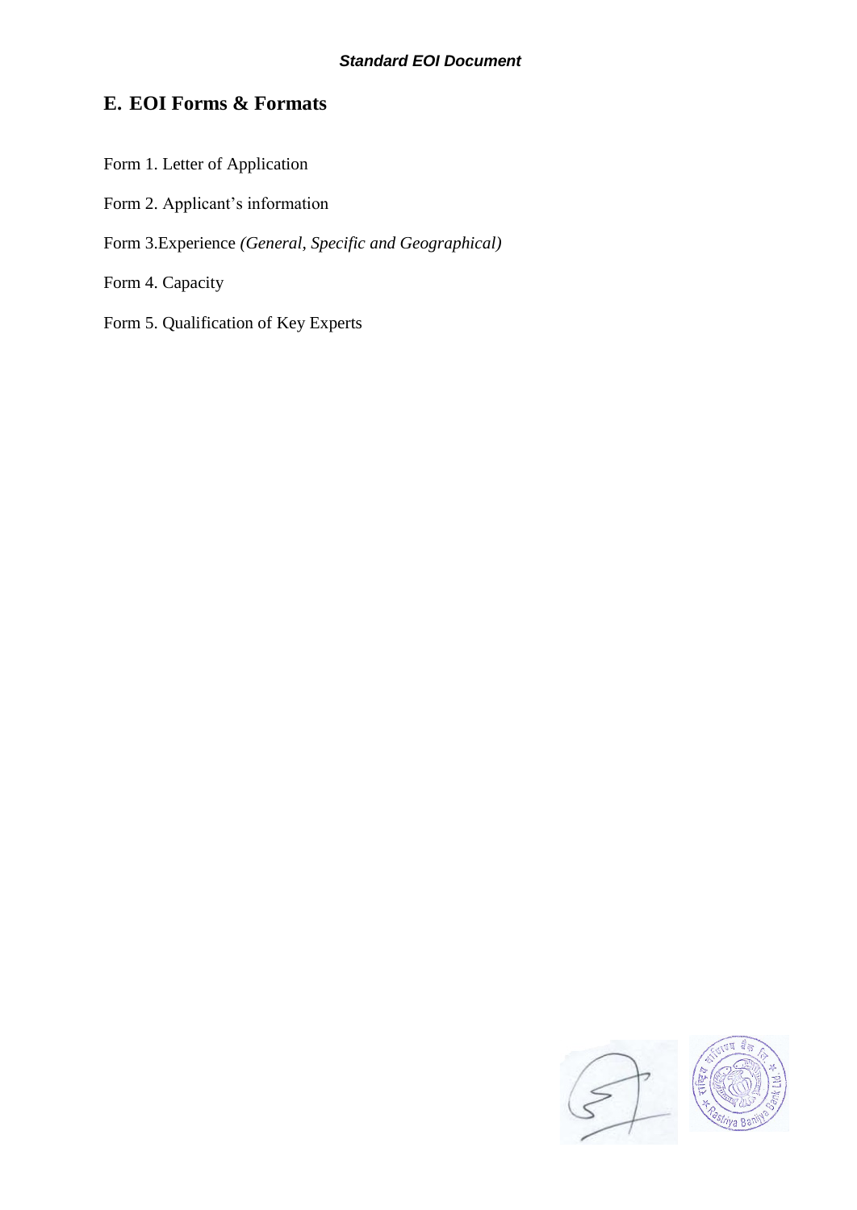## E. EOI Forms & Formats

Form 1. Letter of Application

Form 2. Applicant's information

Form 3.Experience *(General, Specific and Geographical)*

Form 4. Capacity

Form 5. Qualification of Key Experts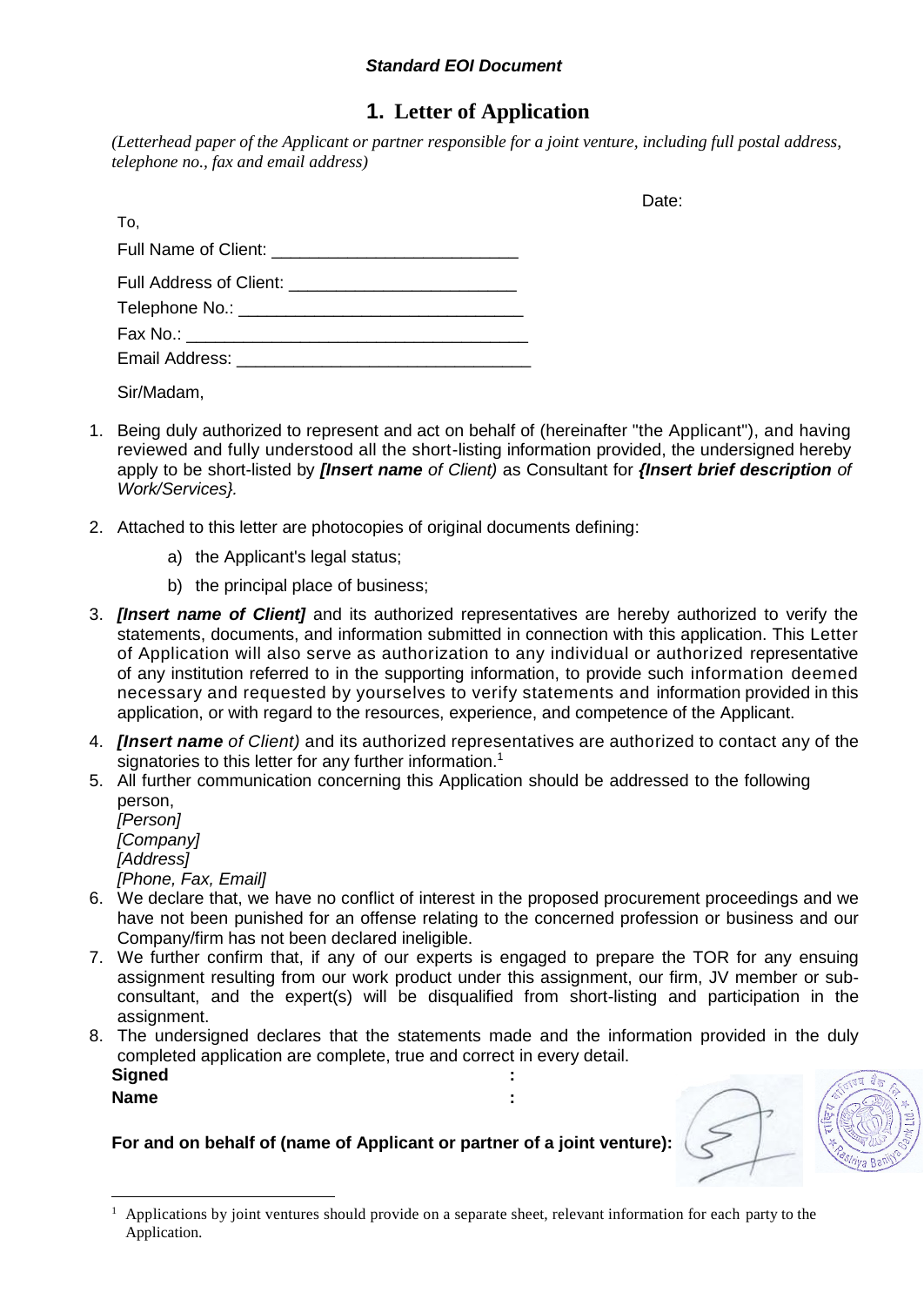*Standard EOI Document*

# 1. Letter of Application

*(Letterheadpaper of the Applicant or partner responsible for a joint venture, including full postal address, telephone no., fax and email address)*

Date:

To,

Full Name of Client: ___________________________

Full Address of Client: _________________________

Telephone No.: _______________________________

Fax No.: _____________________________________

Email Address: ________________________________

Sir/Madam,

1. Being duly authorized to represent and act on behalf of (hereinafter "the Applicant"), and having reviewed and fully understood all the short-listing information provided, the undersigned hereby apply to be short-listed by ***[Insert name** of Client)* as Consultant for ***{Insert brief description** of Work/Services}.*

2. Attached to this letter are photocopies of original documents defining:

   a) the Applicant's legal status;

   b) the principal place of business;

3. ***[Insert name of Client]*** and its authorized representatives are hereby authorized to verify the statements, documents, and information submitted in connection with this application. This Letter of Application will also serve as authorization to any individual or authorized representative of any institution referred to in the supporting information, to provide such information deemed necessary and requested by yourselves to verify statements and information provided in this application, or with regard to the resources, experience, and competence of the Applicant.

4. ***[Insert name** of Client)* and its authorized representatives are authorized to contact any of the signatories to this letter for any further information.[1]

5. All further communication concerning this Application should be addressed to the following person,
   *[Person]*
   *[Company]*
   *[Address]*
   *[Phone, Fax, Email]*

6. We declare that, we have no conflict of interest in the proposed procurement proceedings and we have not been punished for an offense relating to the concerned profession or business and our Company/firm has not been declared ineligible.

7. We further confirm that, if any of our experts is engaged to prepare the TOR for any ensuing assignment resulting from our work product under this assignment, our firm, JV member or sub-consultant, and the expert(s) will be disqualified from short-listing and participation in the assignment.

8. The undersigned declares that the statements made and the information provided in the duly completed application are complete, true and correct in every detail.

**Signed** :

**Name** :

**For and on behalf of (name of Applicant or partner of a joint venture):**

---

[1] Applications by joint ventures should provide on a separate sheet, relevant information for each party to the Application.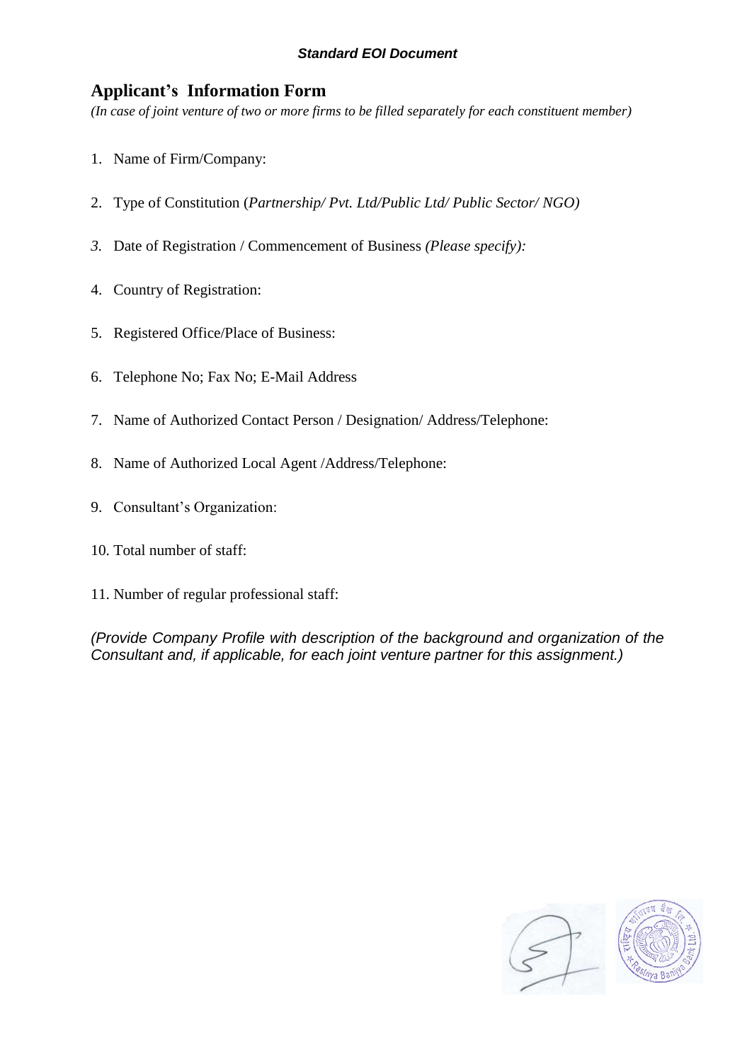## Applicant's Information Form

*(In case of joint venture of two or more firms to be filled separately for each constituent member)*

1. Name of Firm/Company:
2. Type of Constitution (*Partnership/ Pvt. Ltd/Public Ltd/ Public Sector/ NGO)*
3. Date of Registration / Commencement of Business *(Please specify):*
4. Country of Registration:
5. Registered Office/Place of Business:
6. Telephone No; Fax No; E-Mail Address
7. Name of Authorized Contact Person / Designation/ Address/Telephone:
8. Name of Authorized Local Agent /Address/Telephone:
9. Consultant's Organization:
10. Total number of staff:
11. Number of regular professional staff:

*(Provide Company Profile with description of the background and organization of the Consultant and, if applicable, for each joint venture partner for this assignment.)*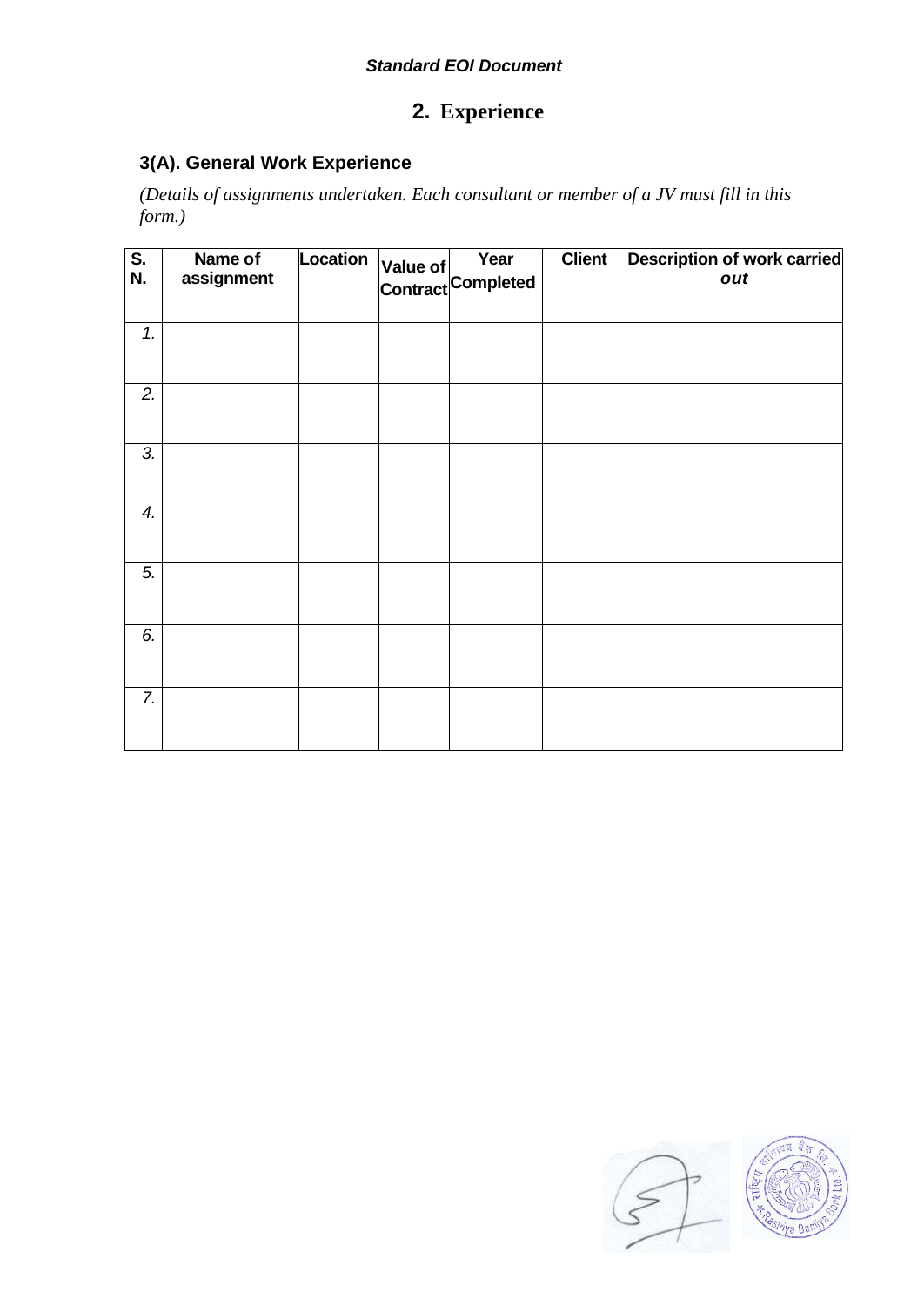## 2. Experience

### 3(A). General Work Experience

*(Details of assignments undertaken. Each consultant or member of a JV must fill in this form.)*

| S. N. | Name of assignment | Location | Value of Contract | Year Completed | Client | Description of work carried *out* |
|---|---|---|---|---|---|---|
| *1.* | | | | | | |
| *2.* | | | | | | |
| *3.* | | | | | | |
| *4.* | | | | | | |
| *5.* | | | | | | |
| *6.* | | | | | | |
| *7.* | | | | | | |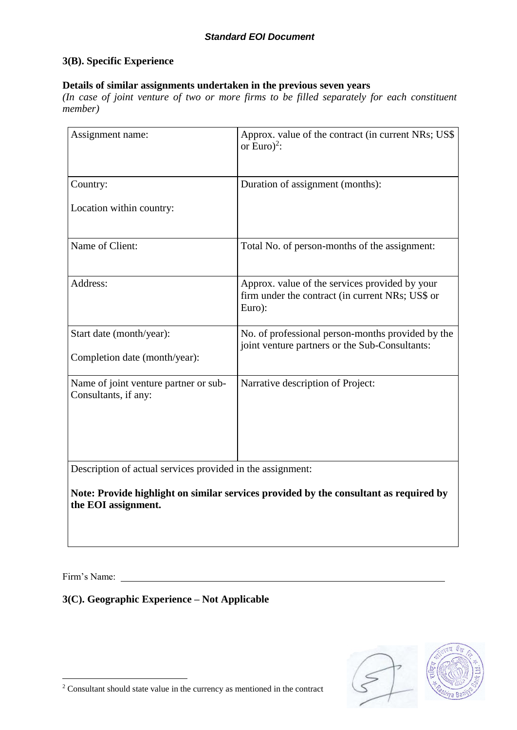## 3(B). Specific Experience

**Details of similar assignments undertaken in the previous seven years**

*(In case of joint venture of two or more firms to be filled separately for each constituent member)*

| Assignment name: | Approx. value of the contract (in current NRs; US$ or Euro)[2]: |
|---|---|
| Country:<br><br>Location within country: | Duration of assignment (months): |
| Name of Client: | Total No. of person-months of the assignment: |
| Address: | Approx. value of the services provided by your firm under the contract (in current NRs; US$ or Euro): |
| Start date (month/year):<br><br>Completion date (month/year): | No. of professional person-months provided by the joint venture partners or the Sub-Consultants: |
| Name of joint venture partner or sub-Consultants, if any: | Narrative description of Project: |
| Description of actual services provided in the assignment:<br><br>**Note: Provide highlight on similar services provided by the consultant as required by the EOI assignment.** | |

Firm's Name: ___________________________________________

## 3(C). Geographic Experience – Not Applicable

[2] Consultant should state value in the currency as mentioned in the contract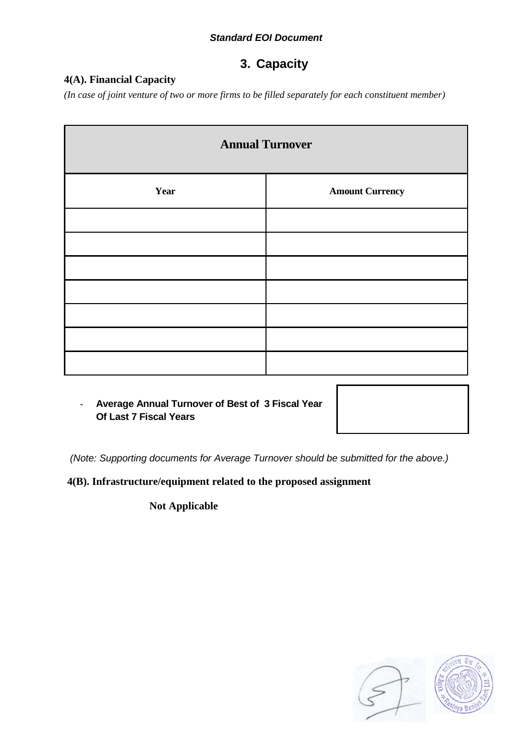## 3. Capacity

### 4(A). Financial Capacity

*(In case of joint venture of two or more firms to be filled separately for each constituent member)*

| **Annual Turnover** | |
|---|---|
| **Year** | **Amount Currency** |
| | |
| | |
| | |
| | |
| | |
| | |
| | |

- **Average Annual Turnover of Best of 3 Fiscal Year Of Last 7 Fiscal Years**

| |
|---|
| |

*(Note: Supporting documents for Average Turnover should be submitted for the above.)*

### 4(B). Infrastructure/equipment related to the proposed assignment

**Not Applicable**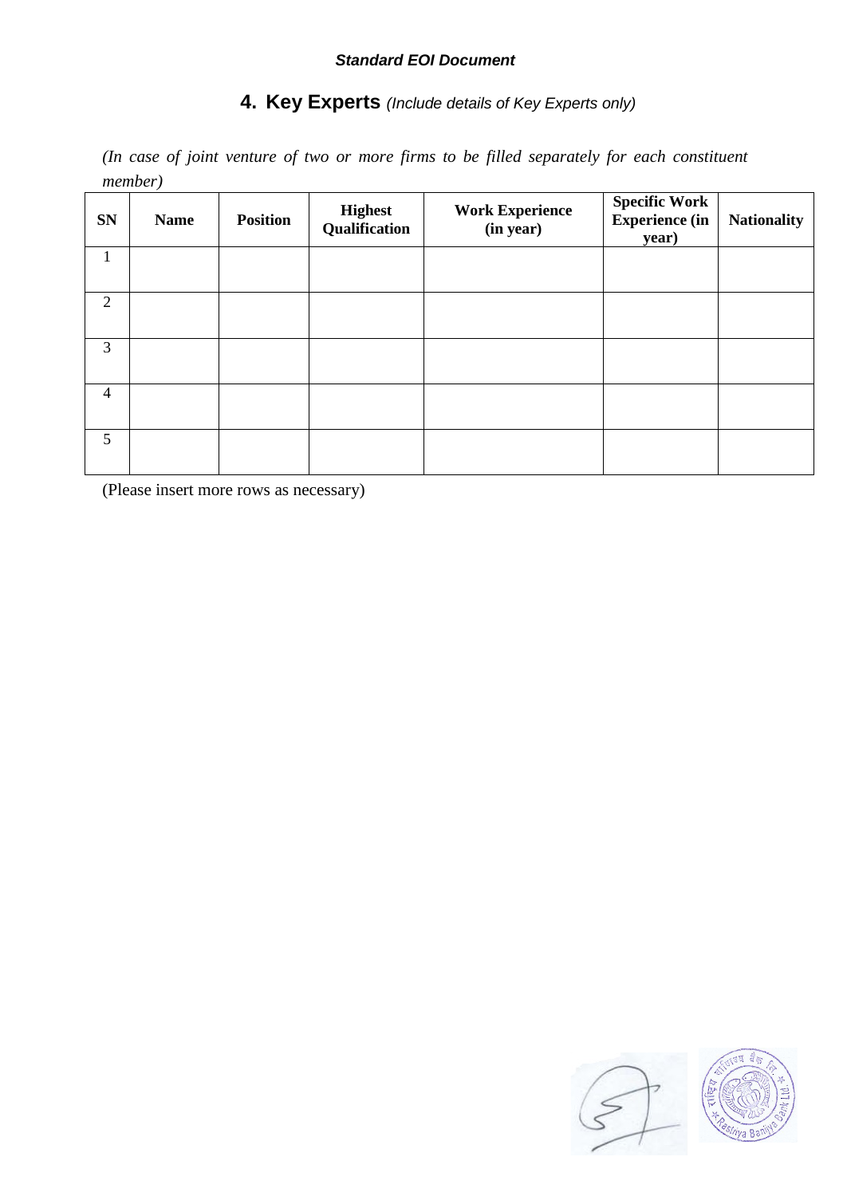## 4. Key Experts *(Include details of Key Experts only)*

*(In case of joint venture of two or more firms to be filled separately for each constituent member)*

| SN | Name | Position | Highest Qualification | Work Experience (in year) | Specific Work Experience (in year) | Nationality |
|---|---|---|---|---|---|---|
| 1 | | | | | | |
| 2 | | | | | | |
| 3 | | | | | | |
| 4 | | | | | | |
| 5 | | | | | | |

(Please insert more rows as necessary)